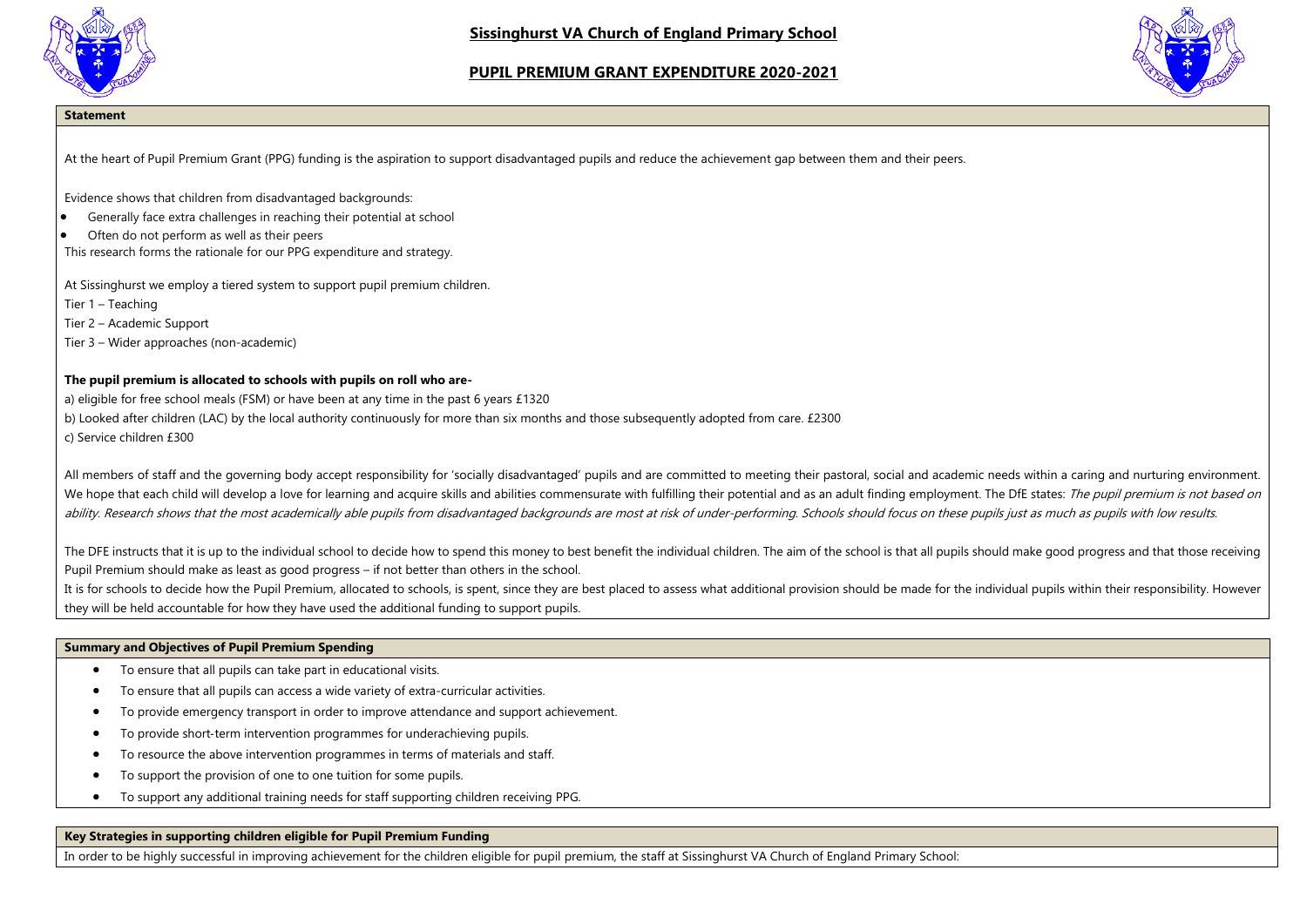# Sissinghurst VA Church of England Primary School

## PUPIL PREMIUM GRANT EXPENDITURE 2020-2021

### Statement

At the heart of Pupil Premium Grant (PPG) funding is the aspiration to support disadvantaged pupils and reduce the achievement gap between them and their peers.

Evidence shows that children from disadvantaged backgrounds:

- Generally face extra challenges in reaching their potential at school
- Often do not perform as well as their peers

This research forms the rationale for our PPG expenditure and strategy.

At Sissinghurst we employ a tiered system to support pupil premium children.

Tier 1 – Teaching

Tier 2 – Academic Support

Tier 3 – Wider approaches (non-academic)

**The pupil premium is allocated to schools with pupils on roll who are-**

a) eligible for free school meals (FSM) or have been at any time in the past 6 years £1320

b) Looked after children (LAC) by the local authority continuously for more than six months and those subsequently adopted from care. £2300

c) Service children £300

All members of staff and the governing body accept responsibility for 'socially disadvantaged' pupils and are committed to meeting their pastoral, social and academic needs within a caring and nurturing environment. We hope that each child will develop a love for learning and acquire skills and abilities commensurate with fulfilling their potential and as an adult finding employment. The DfE states: *The pupil premium is not based on ability. Research shows that the most academically able pupils from disadvantaged backgrounds are most at risk of under-performing. Schools should focus on these pupils just as much as pupils with low results.*

The DFE instructs that it is up to the individual school to decide how to spend this money to best benefit the individual children. The aim of the school is that all pupils should make good progress and that those receiving Pupil Premium should make as least as good progress – if not better than others in the school.

It is for schools to decide how the Pupil Premium, allocated to schools, is spent, since they are best placed to assess what additional provision should be made for the individual pupils within their responsibility. However they will be held accountable for how they have used the additional funding to support pupils.

### Summary and Objectives of Pupil Premium Spending

- To ensure that all pupils can take part in educational visits.
- To ensure that all pupils can access a wide variety of extra-curricular activities.
- To provide emergency transport in order to improve attendance and support achievement.
- To provide short-term intervention programmes for underachieving pupils.
- To resource the above intervention programmes in terms of materials and staff.
- To support the provision of one to one tuition for some pupils.
- To support any additional training needs for staff supporting children receiving PPG.

### Key Strategies in supporting children eligible for Pupil Premium Funding

In order to be highly successful in improving achievement for the children eligible for pupil premium, the staff at Sissinghurst VA Church of England Primary School: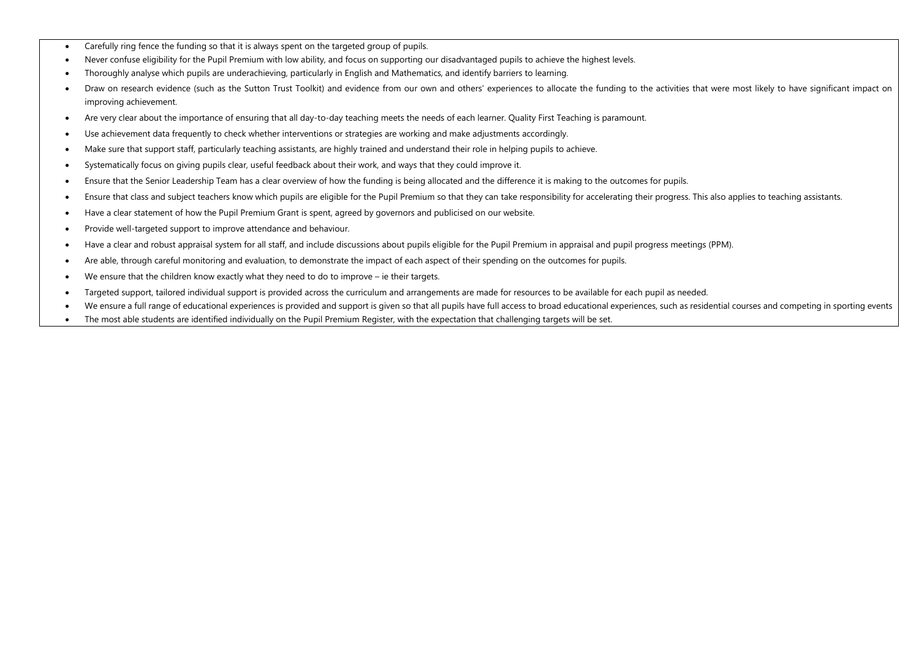- Carefully ring fence the funding so that it is always spent on the targeted group of pupils.
- Never confuse eligibility for the Pupil Premium with low ability, and focus on supporting our disadvantaged pupils to achieve the highest levels.
- Thoroughly analyse which pupils are underachieving, particularly in English and Mathematics, and identify barriers to learning.
- Draw on research evidence (such as the Sutton Trust Toolkit) and evidence from our own and others' experiences to allocate the funding to the activities that were most likely to have significant impact on improving achievement.
- Are very clear about the importance of ensuring that all day-to-day teaching meets the needs of each learner. Quality First Teaching is paramount.
- Use achievement data frequently to check whether interventions or strategies are working and make adjustments accordingly.
- Make sure that support staff, particularly teaching assistants, are highly trained and understand their role in helping pupils to achieve.
- Systematically focus on giving pupils clear, useful feedback about their work, and ways that they could improve it.
- Ensure that the Senior Leadership Team has a clear overview of how the funding is being allocated and the difference it is making to the outcomes for pupils.
- Ensure that class and subject teachers know which pupils are eligible for the Pupil Premium so that they can take responsibility for accelerating their progress. This also applies to teaching assistants.
- Have a clear statement of how the Pupil Premium Grant is spent, agreed by governors and publicised on our website.
- Provide well-targeted support to improve attendance and behaviour.
- Have a clear and robust appraisal system for all staff, and include discussions about pupils eligible for the Pupil Premium in appraisal and pupil progress meetings (PPM).
- Are able, through careful monitoring and evaluation, to demonstrate the impact of each aspect of their spending on the outcomes for pupils.
- We ensure that the children know exactly what they need to do to improve – ie their targets.
- Targeted support, tailored individual support is provided across the curriculum and arrangements are made for resources to be available for each pupil as needed.
- We ensure a full range of educational experiences is provided and support is given so that all pupils have full access to broad educational experiences, such as residential courses and competing in sporting events
- The most able students are identified individually on the Pupil Premium Register, with the expectation that challenging targets will be set.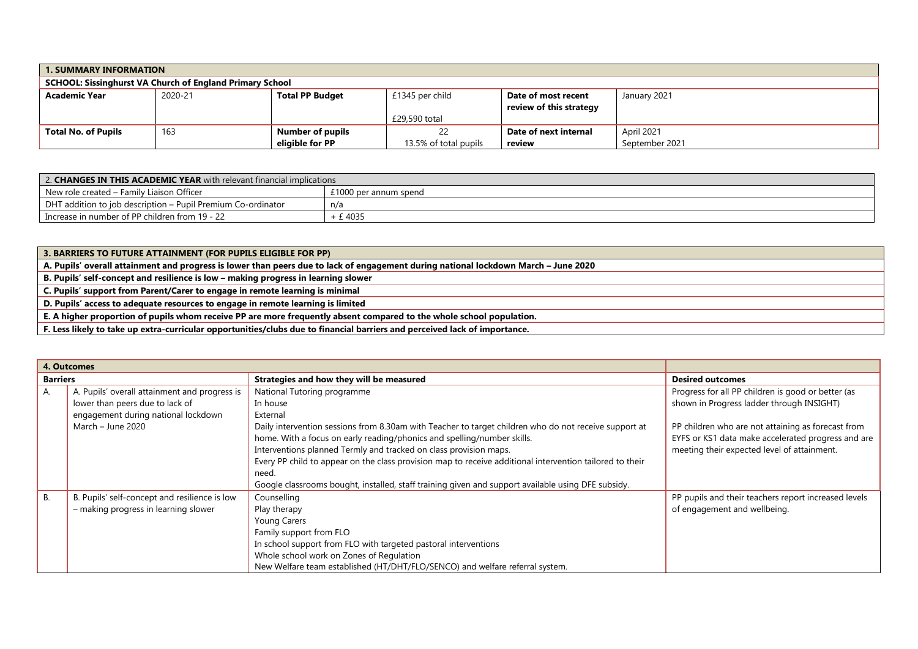| **1. SUMMARY INFORMATION** | | | | | |
|---|---|---|---|---|---|
| **SCHOOL: Sissinghurst VA Church of England Primary School** | | | | | |
| **Academic Year** | 2020-21 | **Total PP Budget** | £1345 per child<br><br>£29,590 total | **Date of most recent review of this strategy** | January 2021 |
| **Total No. of Pupils** | 163 | **Number of pupils eligible for PP** | 22<br>13.5% of total pupils | **Date of next internal review** | April 2021<br>September 2021 |

| 2. **CHANGES IN THIS ACADEMIC YEAR** with relevant financial implications | |
|---|---|
| New role created – Family Liaison Officer | £1000 per annum spend |
| DHT addition to job description – Pupil Premium Co-ordinator | n/a |
| Increase in number of PP children from 19 - 22 | + £ 4035 |

| **3. BARRIERS TO FUTURE ATTAINMENT (FOR PUPILS ELIGIBLE FOR PP)** |
|---|
| **A. Pupils' overall attainment and progress is lower than peers due to lack of engagement during national lockdown March – June 2020** |
| **B. Pupils' self-concept and resilience is low – making progress in learning slower** |
| **C. Pupils' support from Parent/Carer to engage in remote learning is minimal** |
| **D. Pupils' access to adequate resources to engage in remote learning is limited** |
| **E. A higher proportion of pupils whom receive PP are more frequently absent compared to the whole school population.** |
| **F. Less likely to take up extra-curricular opportunities/clubs due to financial barriers and perceived lack of importance.** |

| **4. Outcomes** | | | |
|---|---|---|---|
| **Barriers** | | **Strategies and how they will be measured** | **Desired outcomes** |
| A. | A. Pupils' overall attainment and progress is lower than peers due to lack of engagement during national lockdown March – June 2020 | National Tutoring programme<br>In house<br>External<br>Daily intervention sessions from 8.30am with Teacher to target children who do not receive support at home. With a focus on early reading/phonics and spelling/number skills.<br>Interventions planned Termly and tracked on class provision maps.<br>Every PP child to appear on the class provision map to receive additional intervention tailored to their need.<br>Google classrooms bought, installed, staff training given and support available using DFE subsidy. | Progress for all PP children is good or better (as shown in Progress ladder through INSIGHT)<br><br>PP children who are not attaining as forecast from EYFS or KS1 data make accelerated progress and are meeting their expected level of attainment. |
| B. | B. Pupils' self-concept and resilience is low – making progress in learning slower | Counselling<br>Play therapy<br>Young Carers<br>Family support from FLO<br>In school support from FLO with targeted pastoral interventions<br>Whole school work on Zones of Regulation<br>New Welfare team established (HT/DHT/FLO/SENCO) and welfare referral system. | PP pupils and their teachers report increased levels of engagement and wellbeing. |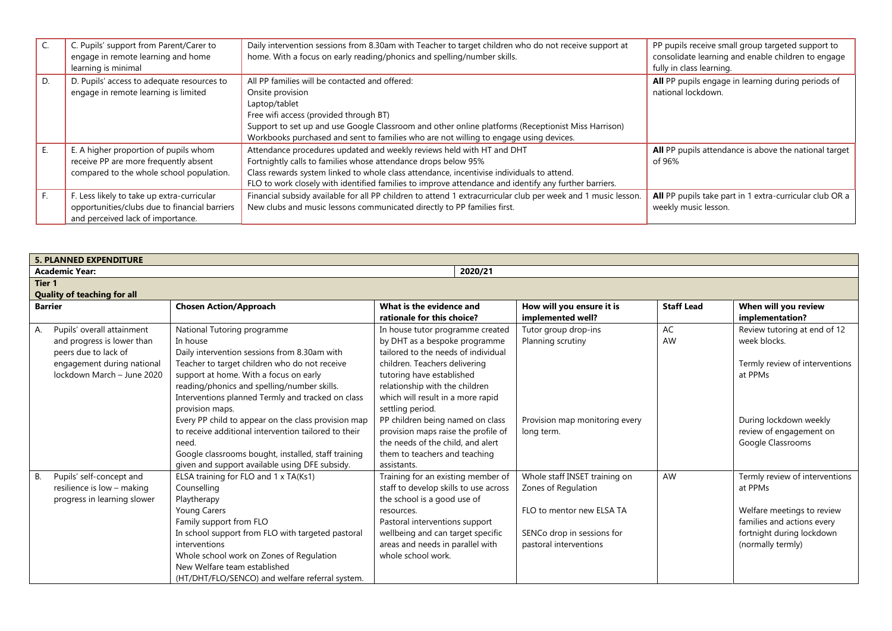| | | | |
|---|---|---|---|
| C. | C. Pupils' support from Parent/Carer to engage in remote learning and home learning is minimal | Daily intervention sessions from 8.30am with Teacher to target children who do not receive support at home. With a focus on early reading/phonics and spelling/number skills. | PP pupils receive small group targeted support to consolidate learning and enable children to engage fully in class learning. |
| D. | D. Pupils' access to adequate resources to engage in remote learning is limited | All PP families will be contacted and offered:<br>Onsite provision<br>Laptop/tablet<br>Free wifi access (provided through BT)<br>Support to set up and use Google Classroom and other online platforms (Receptionist Miss Harrison)<br>Workbooks purchased and sent to families who are not willing to engage using devices. | **All** PP pupils engage in learning during periods of national lockdown. |
| E. | E. A higher proportion of pupils whom receive PP are more frequently absent compared to the whole school population. | Attendance procedures updated and weekly reviews held with HT and DHT<br>Fortnightly calls to families whose attendance drops below 95%<br>Class rewards system linked to whole class attendance, incentivise individuals to attend.<br>FLO to work closely with identified families to improve attendance and identify any further barriers. | **All** PP pupils attendance is above the national target of 96% |
| F. | F. Less likely to take up extra-curricular opportunities/clubs due to financial barriers and perceived lack of importance. | Financial subsidy available for all PP children to attend 1 extracurricular club per week and 1 music lesson.<br>New clubs and music lessons communicated directly to PP families first. | **All** PP pupils take part in 1 extra-curricular club OR a weekly music lesson. |

| **5. PLANNED EXPENDITURE** | | | | | |
|---|---|---|---|---|---|
| **Academic Year:** | | **2020/21** | | | |
| **Tier 1**<br>**Quality of teaching for all** | | | | | |
| **Barrier** | **Chosen Action/Approach** | **What is the evidence and rationale for this choice?** | **How will you ensure it is implemented well?** | **Staff Lead** | **When will you review implementation?** |
| A. Pupils' overall attainment and progress is lower than peers due to lack of engagement during national lockdown March – June 2020 | National Tutoring programme<br>In house<br>Daily intervention sessions from 8.30am with Teacher to target children who do not receive support at home. With a focus on early reading/phonics and spelling/number skills.<br>Interventions planned Termly and tracked on class provision maps.<br>Every PP child to appear on the class provision map to receive additional intervention tailored to their need.<br>Google classrooms bought, installed, staff training given and support available using DFE subsidy. | In house tutor programme created by DHT as a bespoke programme tailored to the needs of individual children. Teachers delivering tutoring have established relationship with the children which will result in a more rapid settling period.<br>PP children being named on class provision maps raise the profile of the needs of the child, and alert them to teachers and teaching assistants. | Tutor group drop-ins<br>Planning scrutiny<br><br>Provision map monitoring every long term. | AC<br>AW | Review tutoring at end of 12 week blocks.<br><br>Termly review of interventions at PPMs<br><br>During lockdown weekly review of engagement on Google Classrooms |
| B. Pupils' self-concept and resilience is low – making progress in learning slower | ELSA training for FLO and 1 x TA(Ks1)<br>Counselling<br>Playtherapy<br>Young Carers<br>Family support from FLO<br>In school support from FLO with targeted pastoral interventions<br>Whole school work on Zones of Regulation<br>New Welfare team established (HT/DHT/FLO/SENCO) and welfare referral system. | Training for an existing member of staff to develop skills to use across the school is a good use of resources.<br>Pastoral interventions support wellbeing and can target specific areas and needs in parallel with whole school work. | Whole staff INSET training on Zones of Regulation<br><br>FLO to mentor new ELSA TA<br><br>SENCo drop in sessions for pastoral interventions | AW | Termly review of interventions at PPMs<br><br>Welfare meetings to review families and actions every fortnight during lockdown (normally termly) |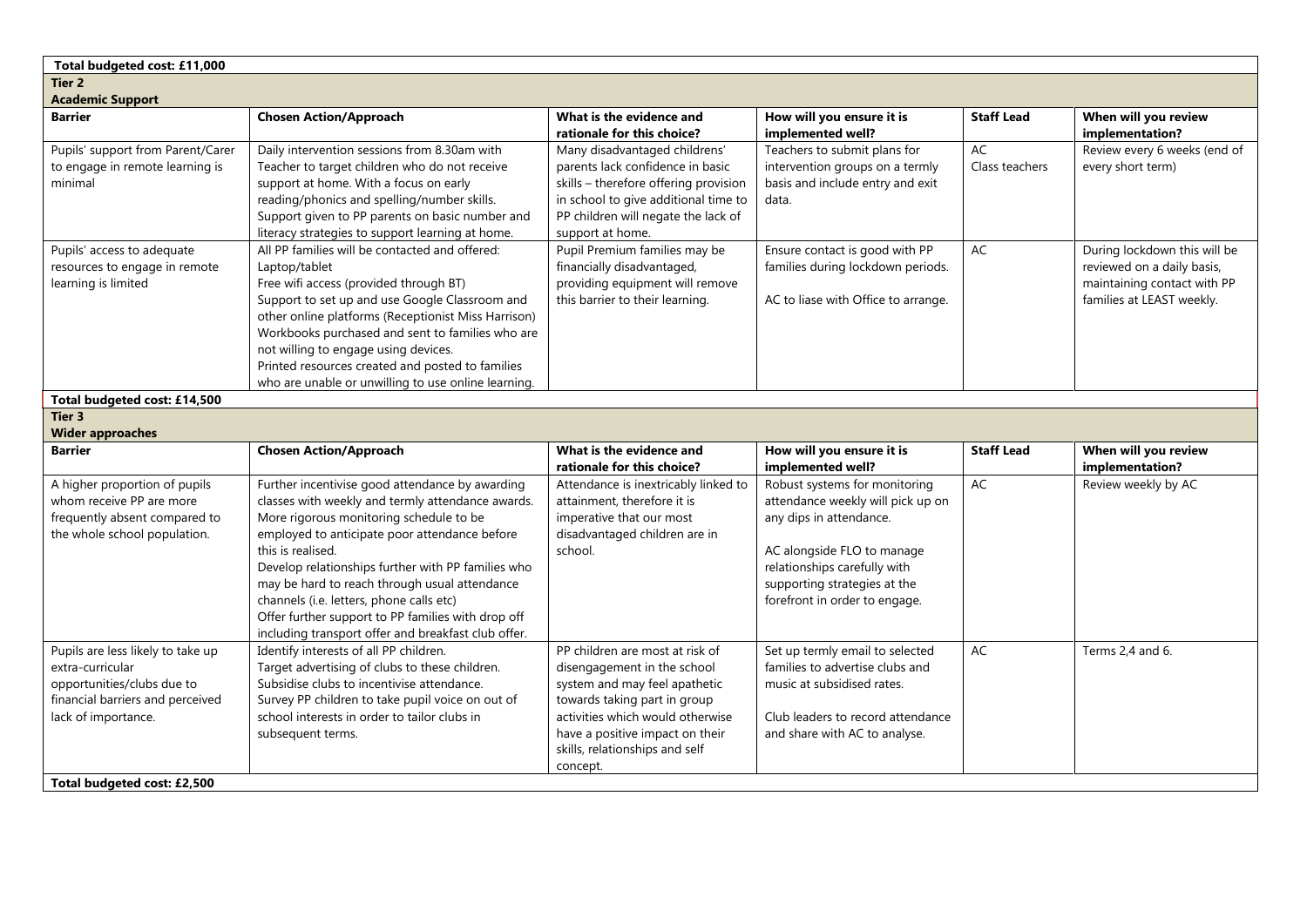**Total budgeted cost: £11,000**

**Tier 2**

**Academic Support**

| Barrier | Chosen Action/Approach | What is the evidence and rationale for this choice? | How will you ensure it is implemented well? | Staff Lead | When will you review implementation? |
|---|---|---|---|---|---|
| Pupils' support from Parent/Carer to engage in remote learning is minimal | Daily intervention sessions from 8.30am with Teacher to target children who do not receive support at home. With a focus on early reading/phonics and spelling/number skills. Support given to PP parents on basic number and literacy strategies to support learning at home. | Many disadvantaged childrens' parents lack confidence in basic skills – therefore offering provision in school to give additional time to PP children will negate the lack of support at home. | Teachers to submit plans for intervention groups on a termly basis and include entry and exit data. | AC<br>Class teachers | Review every 6 weeks (end of every short term) |
| Pupils' access to adequate resources to engage in remote learning is limited | All PP families will be contacted and offered:<br>Laptop/tablet<br>Free wifi access (provided through BT)<br>Support to set up and use Google Classroom and other online platforms (Receptionist Miss Harrison)<br>Workbooks purchased and sent to families who are not willing to engage using devices.<br>Printed resources created and posted to families who are unable or unwilling to use online learning. | Pupil Premium families may be financially disadvantaged, providing equipment will remove this barrier to their learning. | Ensure contact is good with PP families during lockdown periods.<br><br>AC to liase with Office to arrange. | AC | During lockdown this will be reviewed on a daily basis, maintaining contact with PP families at LEAST weekly. |

**Total budgeted cost: £14,500**

**Tier 3**

**Wider approaches**

| Barrier | Chosen Action/Approach | What is the evidence and rationale for this choice? | How will you ensure it is implemented well? | Staff Lead | When will you review implementation? |
|---|---|---|---|---|---|
| A higher proportion of pupils whom receive PP are more frequently absent compared to the whole school population. | Further incentivise good attendance by awarding classes with weekly and termly attendance awards.<br>More rigorous monitoring schedule to be employed to anticipate poor attendance before this is realised.<br>Develop relationships further with PP families who may be hard to reach through usual attendance channels (i.e. letters, phone calls etc)<br>Offer further support to PP families with drop off including transport offer and breakfast club offer. | Attendance is inextricably linked to attainment, therefore it is imperative that our most disadvantaged children are in school. | Robust systems for monitoring attendance weekly will pick up on any dips in attendance.<br><br>AC alongside FLO to manage relationships carefully with supporting strategies at the forefront in order to engage. | AC | Review weekly by AC |
| Pupils are less likely to take up extra-curricular opportunities/clubs due to financial barriers and perceived lack of importance. | Identify interests of all PP children.<br>Target advertising of clubs to these children.<br>Subsidise clubs to incentivise attendance.<br>Survey PP children to take pupil voice on out of school interests in order to tailor clubs in subsequent terms. | PP children are most at risk of disengagement in the school system and may feel apathetic towards taking part in group activities which would otherwise have a positive impact on their skills, relationships and self concept. | Set up termly email to selected families to advertise clubs and music at subsidised rates.<br><br>Club leaders to record attendance and share with AC to analyse. | AC | Terms 2,4 and 6. |

**Total budgeted cost: £2,500**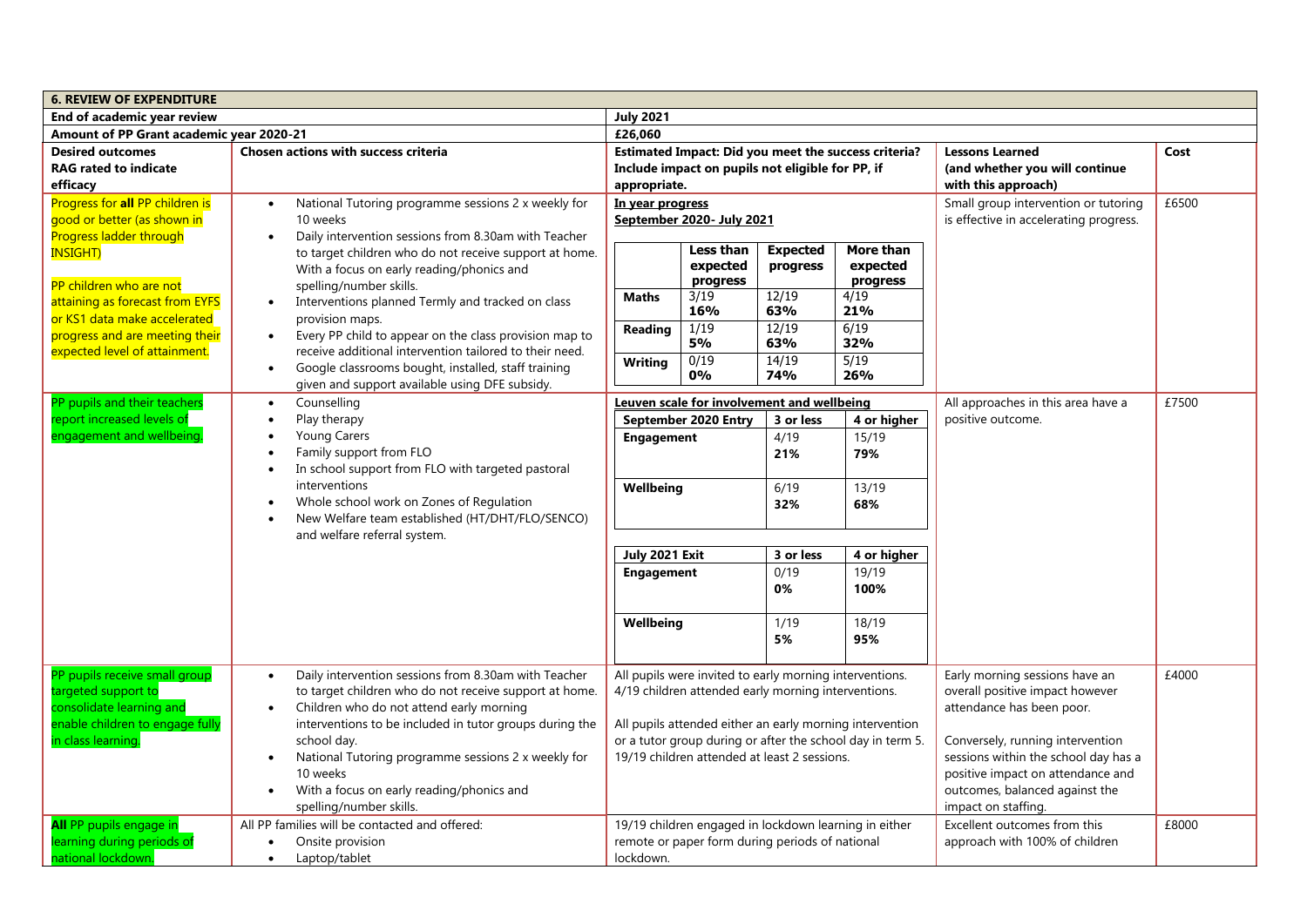| 6. REVIEW OF EXPENDITURE | | | | |
|---|---|---|---|---|
| **End of academic year review** | | **July 2021** | | |
| **Amount of PP Grant academic year 2020-21** | | **£26,060** | | |
| **Desired outcomes**<br>**RAG rated to indicate efficacy** | **Chosen actions with success criteria** | **Estimated Impact: Did you meet the success criteria? Include impact on pupils not eligible for PP, if appropriate.** | **Lessons Learned (and whether you will continue with this approach)** | **Cost** |
| Progress for **all** PP children is good or better (as shown in Progress ladder through INSIGHT)<br><br>PP children who are not attaining as forecast from EYFS or KS1 data make accelerated progress and are meeting their expected level of attainment. | • National Tutoring programme sessions 2 x weekly for 10 weeks<br>• Daily intervention sessions from 8.30am with Teacher to target children who do not receive support at home. With a focus on early reading/phonics and spelling/number skills.<br>• Interventions planned Termly and tracked on class provision maps.<br>• Every PP child to appear on the class provision map to receive additional intervention tailored to their need.<br>• Google classrooms bought, installed, staff training given and support available using DFE subsidy. | **In year progress**<br>**September 2020- July 2021**<br><br>\| \| **Less than expected progress** \| **Expected progress** \| **More than expected progress** \|<br>\| **Maths** \| 3/19 **16%** \| 12/19 **63%** \| 4/19 **21%** \|<br>\| **Reading** \| 1/19 **5%** \| 12/19 **63%** \| 6/19 **32%** \|<br>\| **Writing** \| 0/19 **0%** \| 14/19 **74%** \| 5/19 **26%** \| | Small group intervention or tutoring is effective in accelerating progress. | £6500 |
| PP pupils and their teachers report increased levels of engagement and wellbeing. | • Counselling<br>• Play therapy<br>• Young Carers<br>• Family support from FLO<br>• In school support from FLO with targeted pastoral interventions<br>• Whole school work on Zones of Regulation<br>• New Welfare team established (HT/DHT/FLO/SENCO) and welfare referral system. | **Leuven scale for involvement and wellbeing**<br><br>\| **September 2020 Entry** \| **3 or less** \| **4 or higher** \|<br>\| **Engagement** \| 4/19 **21%** \| 15/19 **79%** \|<br>\| **Wellbeing** \| 6/19 **32%** \| 13/19 **68%** \|<br><br>\| **July 2021 Exit** \| **3 or less** \| **4 or higher** \|<br>\| **Engagement** \| 0/19 **0%** \| 19/19 **100%** \|<br>\| **Wellbeing** \| 1/19 **5%** \| 18/19 **95%** \| | All approaches in this area have a positive outcome. | £7500 |
| PP pupils receive small group targeted support to consolidate learning and enable children to engage fully in class learning. | • Daily intervention sessions from 8.30am with Teacher to target children who do not receive support at home.<br>• Children who do not attend early morning interventions to be included in tutor groups during the school day.<br>• National Tutoring programme sessions 2 x weekly for 10 weeks<br>• With a focus on early reading/phonics and spelling/number skills. | All pupils were invited to early morning interventions. 4/19 children attended early morning interventions.<br><br>All pupils attended either an early morning intervention or a tutor group during or after the school day in term 5. 19/19 children attended at least 2 sessions. | Early morning sessions have an overall positive impact however attendance has been poor.<br><br>Conversely, running intervention sessions within the school day has a positive impact on attendance and outcomes, balanced against the impact on staffing. | £4000 |
| **All** PP pupils engage in learning during periods of national lockdown. | All PP families will be contacted and offered:<br>• Onsite provision<br>• Laptop/tablet | 19/19 children engaged in lockdown learning in either remote or paper form during periods of national lockdown. | Excellent outcomes from this approach with 100% of children | £8000 |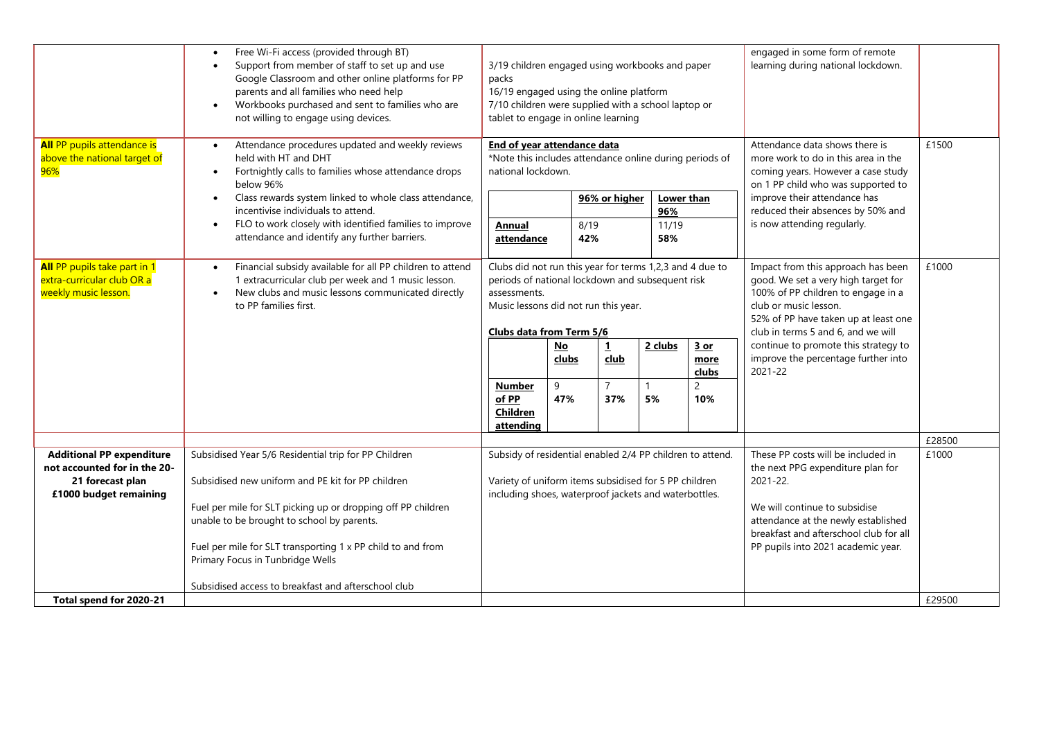| | | | | |
|---|---|---|---|---|
| | • Free Wi-Fi access (provided through BT)<br>• Support from member of staff to set up and use Google Classroom and other online platforms for PP parents and all families who need help<br>• Workbooks purchased and sent to families who are not willing to engage using devices. | 3/19 children engaged using workbooks and paper packs<br>16/19 engaged using the online platform<br>7/10 children were supplied with a school laptop or tablet to engage in online learning | engaged in some form of remote learning during national lockdown. | |
| **All** PP pupils attendance is above the national target of 96% | • Attendance procedures updated and weekly reviews held with HT and DHT<br>• Fortnightly calls to families whose attendance drops below 96%<br>• Class rewards system linked to whole class attendance, incentivise individuals to attend.<br>• FLO to work closely with identified families to improve attendance and identify any further barriers. | **End of year attendance data**<br>*Note this includes attendance online during periods of national lockdown.<br><br>(table) \| **96% or higher** \| **Lower than 96%** \|<br>**Annual attendance** \| 8/19 **42%** \| 11/19 **58%** \| | Attendance data shows there is more work to do in this area in the coming years. However a case study on 1 PP child who was supported to improve their attendance has reduced their absences by 50% and is now attending regularly. | £1500 |
| **All** PP pupils take part in 1 extra-curricular club OR a weekly music lesson. | • Financial subsidy available for all PP children to attend 1 extracurricular club per week and 1 music lesson.<br>• New clubs and music lessons communicated directly to PP families first. | Clubs did not run this year for terms 1,2,3 and 4 due to periods of national lockdown and subsequent risk assessments.<br>Music lessons did not run this year.<br><br>**Clubs data from Term 5/6**<br>(table) \| **No clubs** \| **1 club** \| **2 clubs** \| **3 or more clubs** \|<br>**Number of PP Children attending** \| 9 **47%** \| 7 **37%** \| 1 **5%** \| 2 **10%** \| | Impact from this approach has been good. We set a very high target for 100% of PP children to engage in a club or music lesson.<br>52% of PP have taken up at least one club in terms 5 and 6, and we will continue to promote this strategy to improve the percentage further into 2021-22 | £1000 |
| | | | | £28500 |
| **Additional PP expenditure not accounted for in the 20-21 forecast plan £1000 budget remaining** | Subsidised Year 5/6 Residential trip for PP Children<br><br>Subsidised new uniform and PE kit for PP children<br><br>Fuel per mile for SLT picking up or dropping off PP children unable to be brought to school by parents.<br><br>Fuel per mile for SLT transporting 1 x PP child to and from Primary Focus in Tunbridge Wells<br><br>Subsidised access to breakfast and afterschool club | Subsidy of residential enabled 2/4 PP children to attend.<br><br>Variety of uniform items subsidised for 5 PP children including shoes, waterproof jackets and waterbottles. | These PP costs will be included in the next PPG expenditure plan for 2021-22.<br><br>We will continue to subsidise attendance at the newly established breakfast and afterschool club for all PP pupils into 2021 academic year. | £1000 |
| **Total spend for 2020-21** | | | | £29500 |